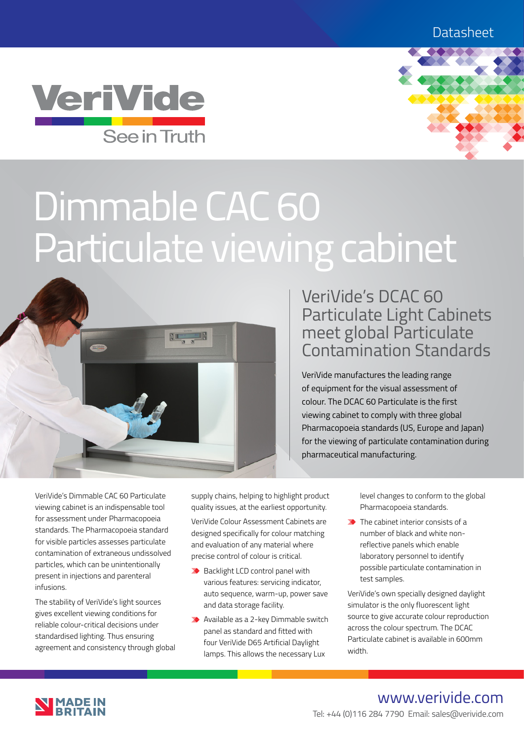Datasheet

VeriVide

See in Truth

# Dimmable CAC 60 Particulate viewing cabinet

## VeriVide's DCAC 60 Particulate Light Cabinets meet global Particulate Contamination Standards

VeriVide manufactures the leading range of equipment for the visual assessment of colour. The DCAC 60 Particulate is the first viewing cabinet to comply with three global Pharmacopoeia standards (US, Europe and Japan) for the viewing of particulate contamination during pharmaceutical manufacturing.

VeriVide's Dimmable CAC 60 Particulate viewing cabinet is an indispensable tool for assessment under Pharmacopoeia standards. The Pharmacopoeia standard for visible particles assesses particulate contamination of extraneous undissolved particles, which can be unintentionally present in injections and parenteral infusions.

The stability of VeriVide's light sources gives excellent viewing conditions for reliable colour-critical decisions under standardised lighting. Thus ensuring agreement and consistency through global supply chains, helping to highlight product quality issues, at the earliest opportunity.

VeriVide Colour Assessment Cabinets are designed specifically for colour matching and evaluation of any material where precise control of colour is critical.

- Backlight LCD control panel with various features: servicing indicator, auto sequence, warm-up, power save and data storage facility.
- Available as a 2-key Dimmable switch panel as standard and fitted with four VeriVide D65 Artificial Daylight lamps. This allows the necessary Lux level changes to conform to the global Pharmacopoeia standards.
- The cabinet interior consists of a number of black and white non-reflective panels which enable laboratory personnel to identify possible particulate contamination in test samples.

VeriVide's own specially designed daylight simulator is the only fluorescent light source to give accurate colour reproduction across the colour spectrum. The DCAC Particulate cabinet is available in 600mm width.

MADE IN BRITAIN

www.verivide.com

Tel: +44 (0)116 284 7790 Email: sales@verivide.com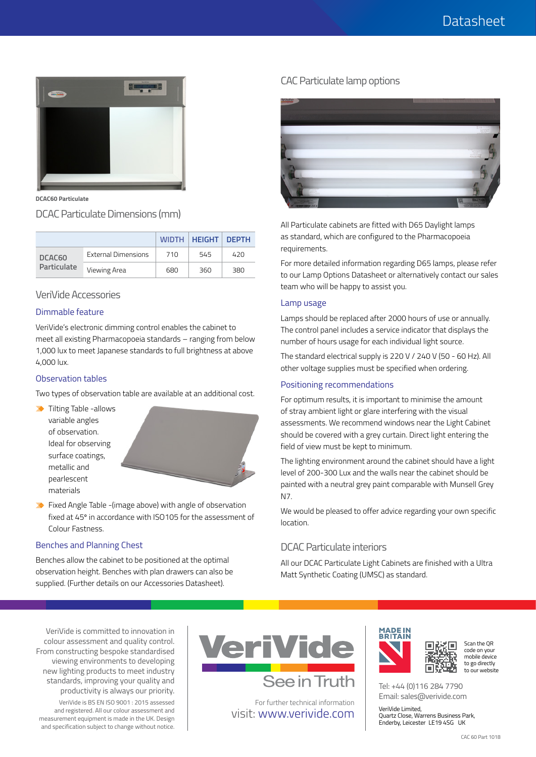DCAC60 Particulate

## DCAC Particulate Dimensions (mm)

| | | WIDTH | HEIGHT | DEPTH |
|---|---|---|---|---|
| DCAC60 Particulate | External Dimensions | 710 | 545 | 420 |
| | Viewing Area | 680 | 360 | 380 |

## VeriVide Accessories

### Dimmable feature

VeriVide's electronic dimming control enables the cabinet to meet all existing Pharmacopoeia standards – ranging from below 1,000 lux to meet Japanese standards to full brightness at above 4,000 lux.

### Observation tables

Two types of observation table are available at an additional cost.

- Tilting Table -allows variable angles of observation. Ideal for observing surface coatings, metallic and pearlescent materials
- Fixed Angle Table -(image above) with angle of observation fixed at 45° in accordance with ISO105 for the assessment of Colour Fastness.

### Benches and Planning Chest

Benches allow the cabinet to be positioned at the optimal observation height. Benches with plan drawers can also be supplied. (Further details on our Accessories Datasheet).

## CAC Particulate lamp options

All Particulate cabinets are fitted with D65 Daylight lamps as standard, which are configured to the Pharmacopoeia requirements.

For more detailed information regarding D65 lamps, please refer to our Lamp Options Datasheet or alternatively contact our sales team who will be happy to assist you.

### Lamp usage

Lamps should be replaced after 2000 hours of use or annually. The control panel includes a service indicator that displays the number of hours usage for each individual light source.

The standard electrical supply is 220 V / 240 V (50 - 60 Hz). All other voltage supplies must be specified when ordering.

### Positioning recommendations

For optimum results, it is important to minimise the amount of stray ambient light or glare interfering with the visual assessments. We recommend windows near the Light Cabinet should be covered with a grey curtain. Direct light entering the field of view must be kept to minimum.

The lighting environment around the cabinet should have a light level of 200-300 Lux and the walls near the cabinet should be painted with a neutral grey paint comparable with Munsell Grey N7.

We would be pleased to offer advice regarding your own specific location.

## DCAC Particulate interiors

All our DCAC Particulate Light Cabinets are finished with a Ultra Matt Synthetic Coating (UMSC) as standard.

VeriVide is committed to innovation in colour assessment and quality control. From constructing bespoke standardised viewing environments to developing new lighting products to meet industry standards, improving your quality and productivity is always our priority.

VeriVide is BS EN ISO 9001 : 2015 assessed and registered. All our colour assessment and measurement equipment is made in the UK. Design and specification subject to change without notice.

VeriVide

See in Truth

For further technical information visit: www.verivide.com

MADE IN BRITAIN

Scan the QR code on your mobile device to go directly to our website

Tel: +44 (0)116 284 7790
Email: sales@verivide.com

VeriVide Limited,
Quartz Close, Warrens Business Park,
Enderby, Leicester LE19 4SG UK

CAC 60 Part 1018